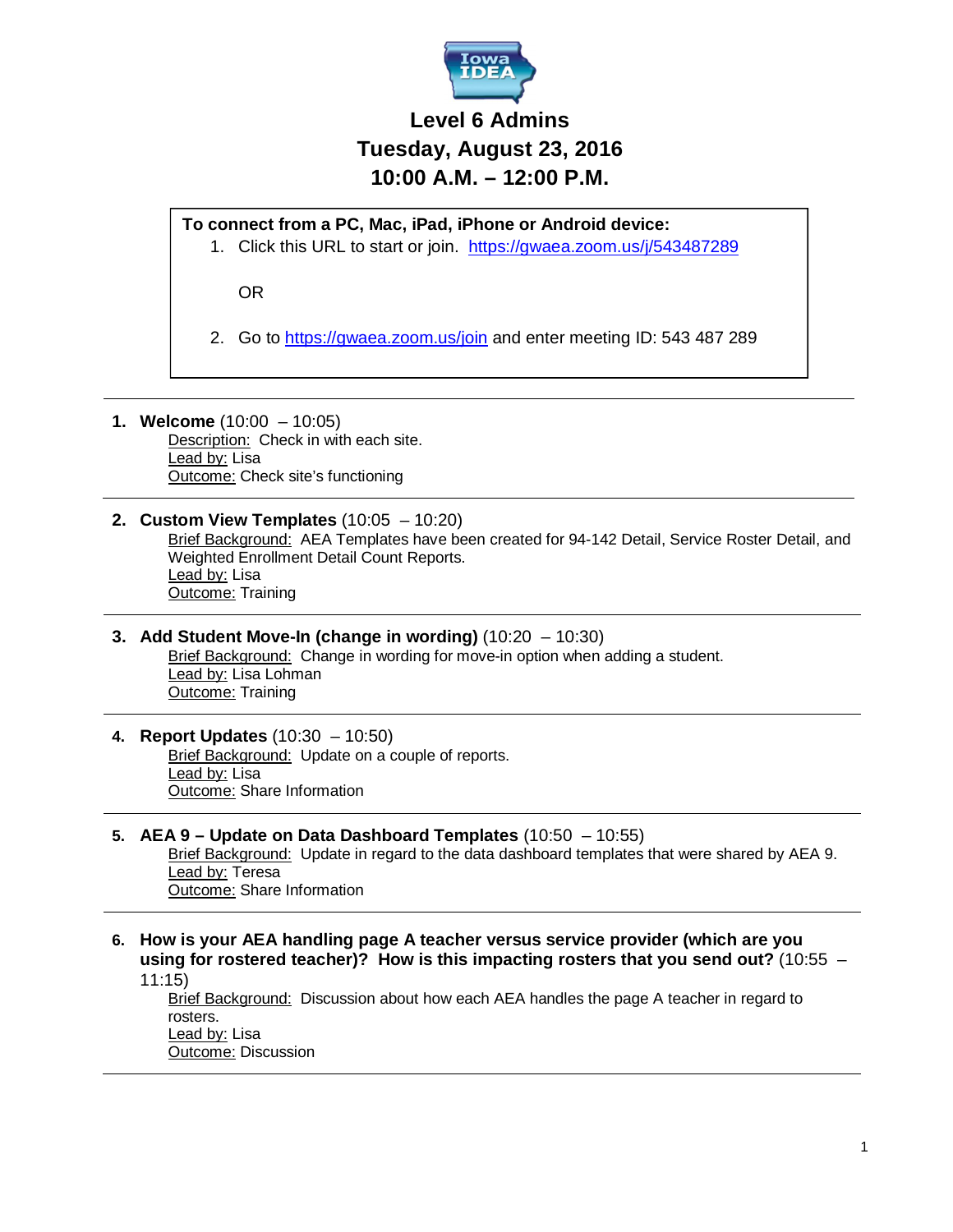# Level 6 Admins

## Tuesday, August 23, 2016

## 10:00 A.M. – 12:00 P.M.

**To connect from a PC, Mac, iPad, iPhone or Android device:**

1. Click this URL to start or join. https://gwaea.zoom.us/j/543487289

   OR

2. Go to https://gwaea.zoom.us/join and enter meeting ID: 543 487 289

---

1. **Welcome** (10:00 – 10:05)
   Description: Check in with each site.
   Lead by: Lisa
   Outcome: Check site's functioning

---

2. **Custom View Templates** (10:05 – 10:20)
   Brief Background: AEA Templates have been created for 94-142 Detail, Service Roster Detail, and Weighted Enrollment Detail Count Reports.
   Lead by: Lisa
   Outcome: Training

---

3. **Add Student Move-In (change in wording)** (10:20 – 10:30)
   Brief Background: Change in wording for move-in option when adding a student.
   Lead by: Lisa Lohman
   Outcome: Training

---

4. **Report Updates** (10:30 – 10:50)
   Brief Background: Update on a couple of reports.
   Lead by: Lisa
   Outcome: Share Information

---

5. **AEA 9 – Update on Data Dashboard Templates** (10:50 – 10:55)
   Brief Background: Update in regard to the data dashboard templates that were shared by AEA 9.
   Lead by: Teresa
   Outcome: Share Information

---

6. **How is your AEA handling page A teacher versus service provider (which are you using for rostered teacher)? How is this impacting rosters that you send out?** (10:55 – 11:15)
   Brief Background: Discussion about how each AEA handles the page A teacher in regard to rosters.
   Lead by: Lisa
   Outcome: Discussion

---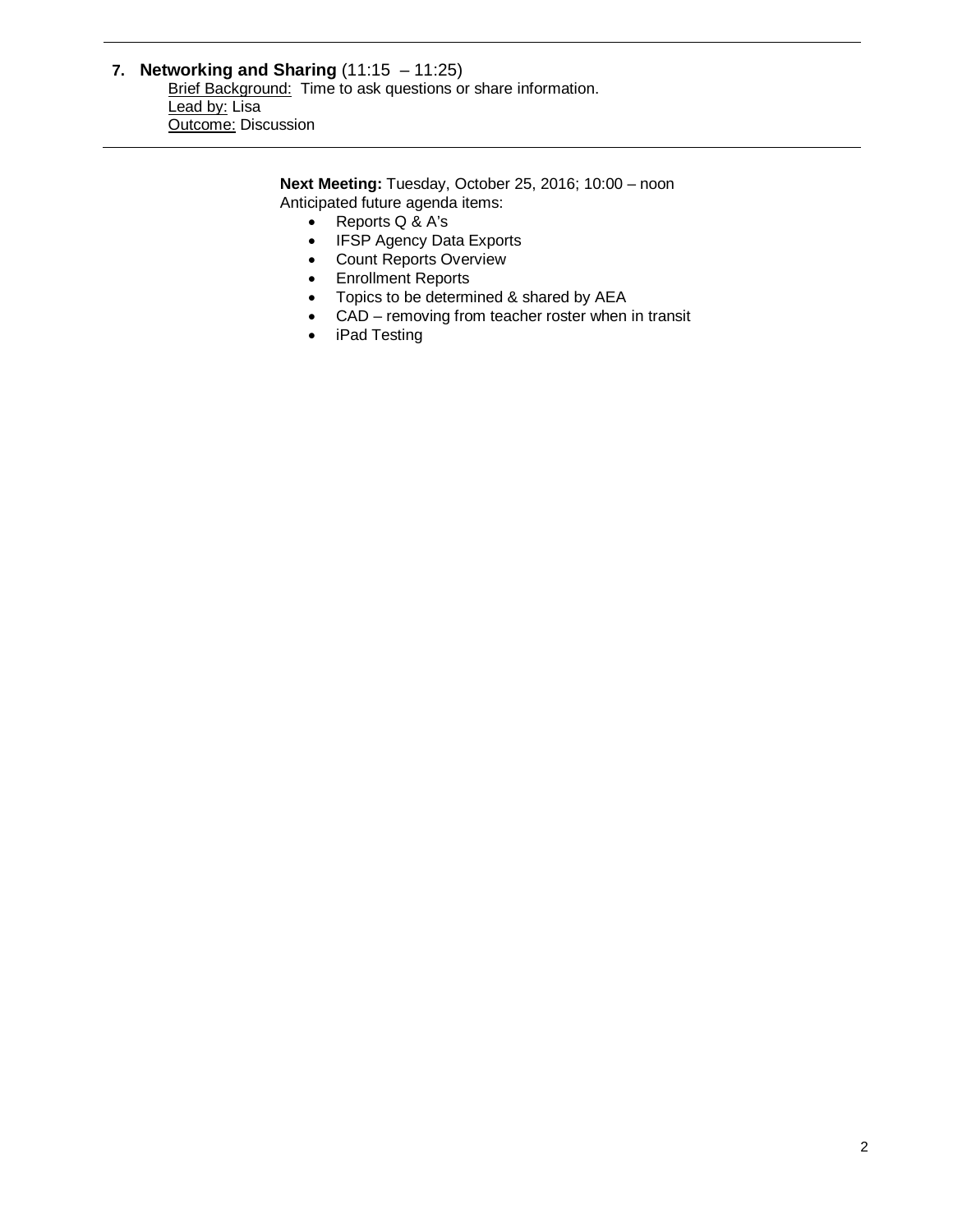**7. Networking and Sharing** (11:15 – 11:25)

Brief Background: Time to ask questions or share information.
Lead by: Lisa
Outcome: Discussion

---

**Next Meeting:** Tuesday, October 25, 2016; 10:00 – noon
Anticipated future agenda items:

- Reports Q & A's
- IFSP Agency Data Exports
- Count Reports Overview
- Enrollment Reports
- Topics to be determined & shared by AEA
- CAD – removing from teacher roster when in transit
- iPad Testing